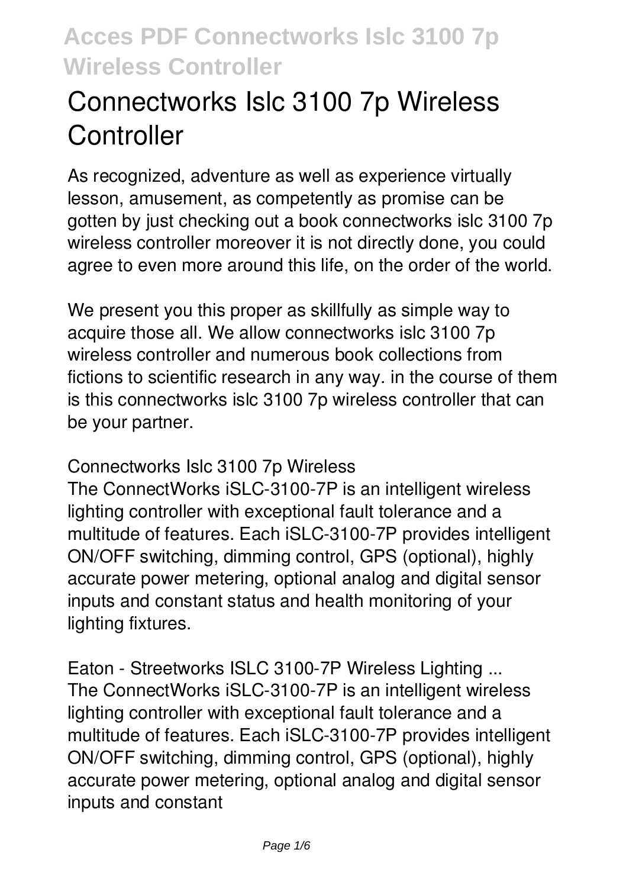# Connectworks Islc 3100 7p Wireless Controller

As recognized, adventure as well as experience virtually lesson, amusement, as competently as promise can be gotten by just checking out a book connectworks islc 3100 7p wireless controller moreover it is not directly done, you could agree to even more around this life, on the order of the world.

We present you this proper as skillfully as simple way to acquire those all. We allow connectworks islc 3100 7p wireless controller and numerous book collections from fictions to scientific research in any way. in the course of them is this connectworks islc 3100 7p wireless controller that can be your partner.

**Connectworks Islc 3100 7p Wireless**

The ConnectWorks iSLC-3100-7P is an intelligent wireless lighting controller with exceptional fault tolerance and a multitude of features. Each iSLC-3100-7P provides intelligent ON/OFF switching, dimming control, GPS (optional), highly accurate power metering, optional analog and digital sensor inputs and constant status and health monitoring of your lighting fixtures.

**Eaton - Streetworks ISLC 3100-7P Wireless Lighting ...**

The ConnectWorks iSLC-3100-7P is an intelligent wireless lighting controller with exceptional fault tolerance and a multitude of features. Each iSLC-3100-7P provides intelligent ON/OFF switching, dimming control, GPS (optional), highly accurate power metering, optional analog and digital sensor inputs and constant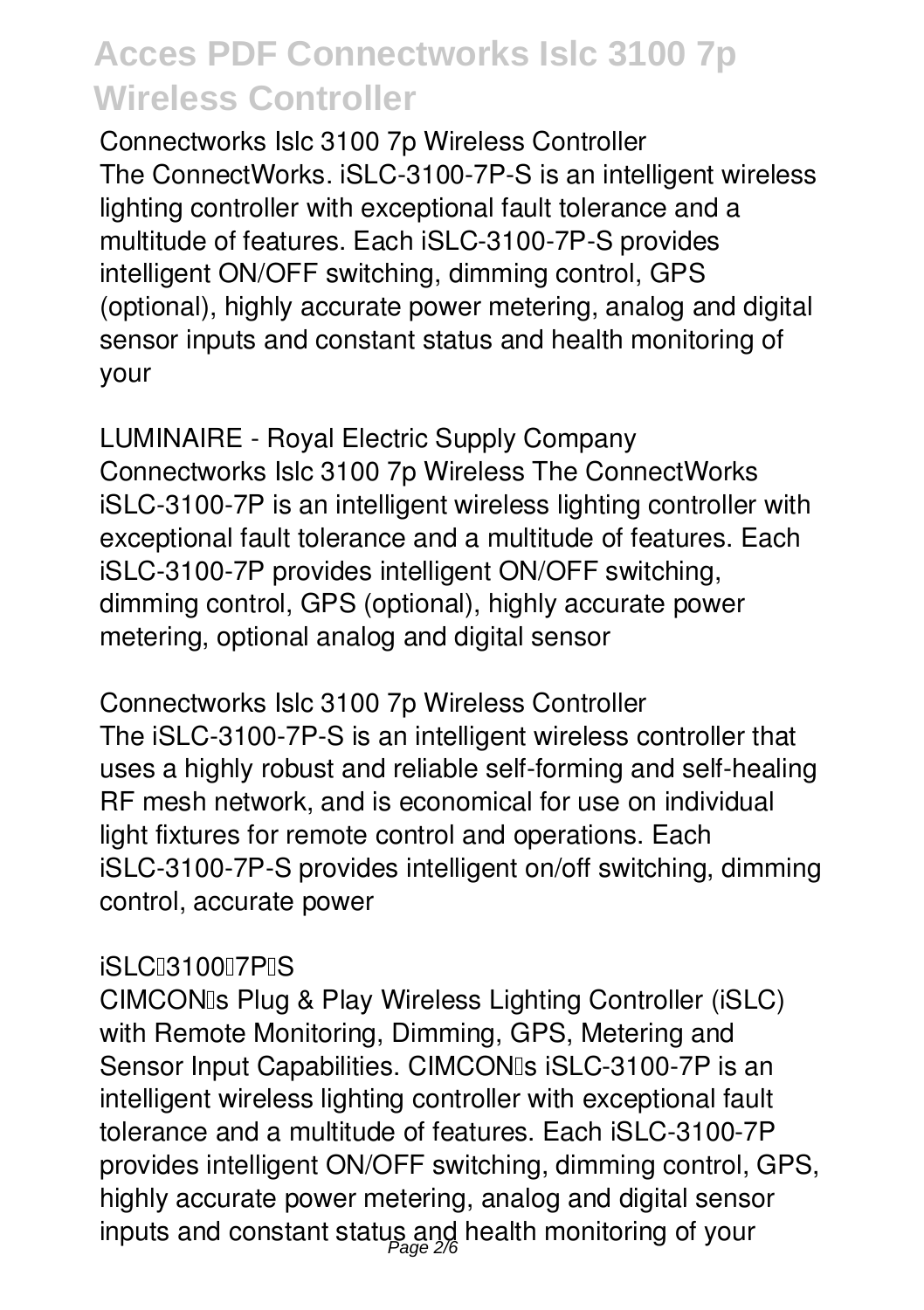**Connectworks Islc 3100 7p Wireless Controller**

The ConnectWorks. iSLC-3100-7P-S is an intelligent wireless lighting controller with exceptional fault tolerance and a multitude of features. Each iSLC-3100-7P-S provides intelligent ON/OFF switching, dimming control, GPS (optional), highly accurate power metering, analog and digital sensor inputs and constant status and health monitoring of your

**LUMINAIRE - Royal Electric Supply Company**

Connectworks Islc 3100 7p Wireless The ConnectWorks iSLC-3100-7P is an intelligent wireless lighting controller with exceptional fault tolerance and a multitude of features. Each iSLC-3100-7P provides intelligent ON/OFF switching, dimming control, GPS (optional), highly accurate power metering, optional analog and digital sensor

**Connectworks Islc 3100 7p Wireless Controller**

The iSLC-3100-7P-S is an intelligent wireless controller that uses a highly robust and reliable self-forming and self-healing RF mesh network, and is economical for use on individual light fixtures for remote control and operations. Each iSLC-3100-7P-S provides intelligent on/off switching, dimming control, accurate power

**iSLC3100 7P S**

CIMCON s Plug & Play Wireless Lighting Controller (iSLC) with Remote Monitoring, Dimming, GPS, Metering and Sensor Input Capabilities. CIMCON s iSLC-3100-7P is an intelligent wireless lighting controller with exceptional fault tolerance and a multitude of features. Each iSLC-3100-7P provides intelligent ON/OFF switching, dimming control, GPS, highly accurate power metering, analog and digital sensor inputs and constant status and health monitoring of your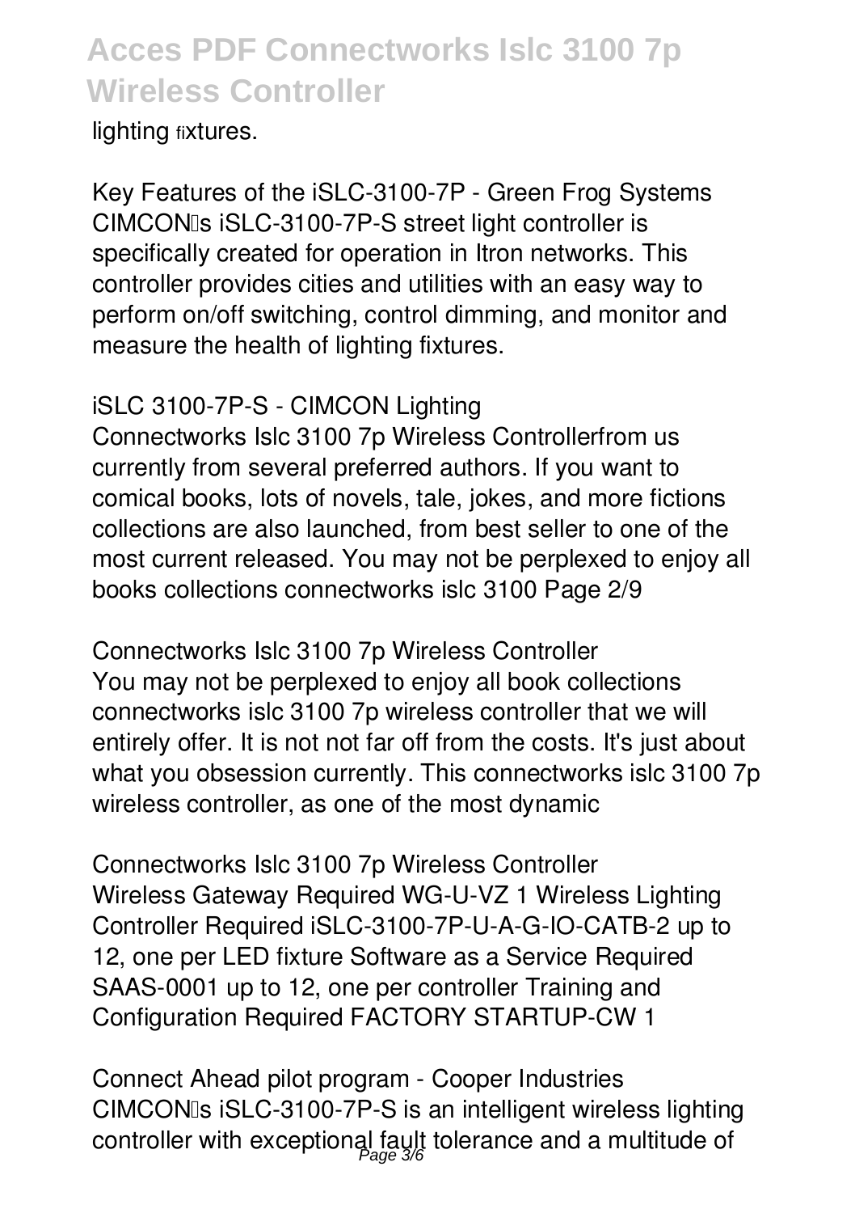lighting fixtures.

Key Features of the iSLC-3100-7P - Green Frog Systems
CIMCON's iSLC-3100-7P-S street light controller is specifically created for operation in Itron networks. This controller provides cities and utilities with an easy way to perform on/off switching, control dimming, and monitor and measure the health of lighting fixtures.

iSLC 3100-7P-S - CIMCON Lighting
Connectworks Islc 3100 7p Wireless Controllerfrom us currently from several preferred authors. If you want to comical books, lots of novels, tale, jokes, and more fictions collections are also launched, from best seller to one of the most current released. You may not be perplexed to enjoy all books collections connectworks islc 3100 Page 2/9

Connectworks Islc 3100 7p Wireless Controller
You may not be perplexed to enjoy all book collections connectworks islc 3100 7p wireless controller that we will entirely offer. It is not not far off from the costs. It's just about what you obsession currently. This connectworks islc 3100 7p wireless controller, as one of the most dynamic

Connectworks Islc 3100 7p Wireless Controller
Wireless Gateway Required WG-U-VZ 1 Wireless Lighting Controller Required iSLC-3100-7P-U-A-G-IO-CATB-2 up to 12, one per LED fixture Software as a Service Required SAAS-0001 up to 12, one per controller Training and Configuration Required FACTORY STARTUP-CW 1

Connect Ahead pilot program - Cooper Industries
CIMCON's iSLC-3100-7P-S is an intelligent wireless lighting controller with exceptional fault tolerance and a multitude of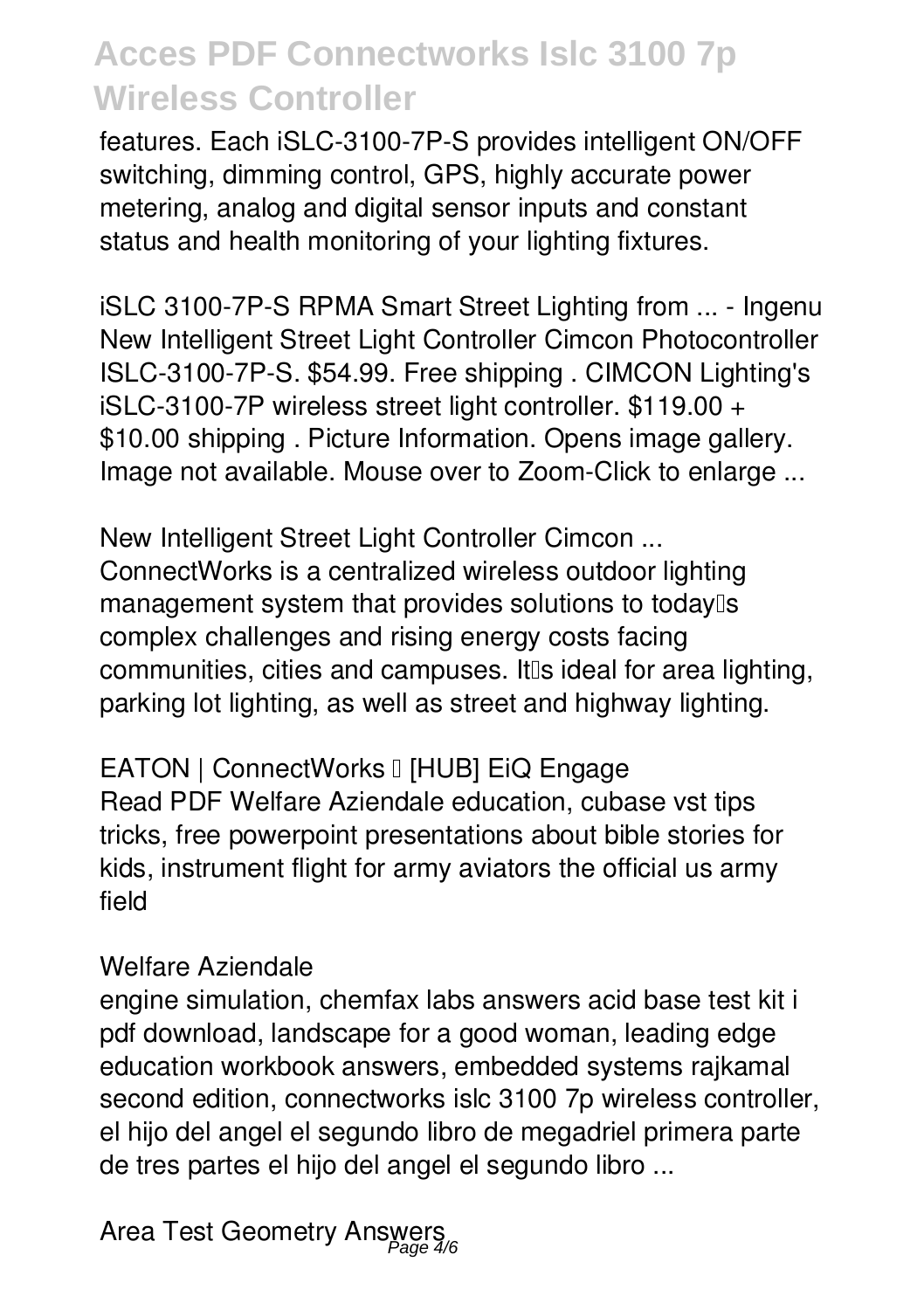features. Each iSLC-3100-7P-S provides intelligent ON/OFF switching, dimming control, GPS, highly accurate power metering, analog and digital sensor inputs and constant status and health monitoring of your lighting fixtures.

**iSLC 3100-7P-S RPMA Smart Street Lighting from ... - Ingenu**

New Intelligent Street Light Controller Cimcon Photocontroller ISLC-3100-7P-S. $54.99. Free shipping . CIMCON Lighting's iSLC-3100-7P wireless street light controller. $119.00 + $10.00 shipping . Picture Information. Opens image gallery. Image not available. Mouse over to Zoom-Click to enlarge ...

**New Intelligent Street Light Controller Cimcon ...**

ConnectWorks is a centralized wireless outdoor lighting management system that provides solutions to today's complex challenges and rising energy costs facing communities, cities and campuses. It's ideal for area lighting, parking lot lighting, as well as street and highway lighting.

**EATON | ConnectWorks – [HUB] EiQ Engage**

Read PDF Welfare Aziendale education, cubase vst tips tricks, free powerpoint presentations about bible stories for kids, instrument flight for army aviators the official us army field

**Welfare Aziendale**

engine simulation, chemfax labs answers acid base test kit i pdf download, landscape for a good woman, leading edge education workbook answers, embedded systems rajkamal second edition, connectworks islc 3100 7p wireless controller, el hijo del angel el segundo libro de megadriel primera parte de tres partes el hijo del angel el segundo libro ...

**Area Test Geometry Answers**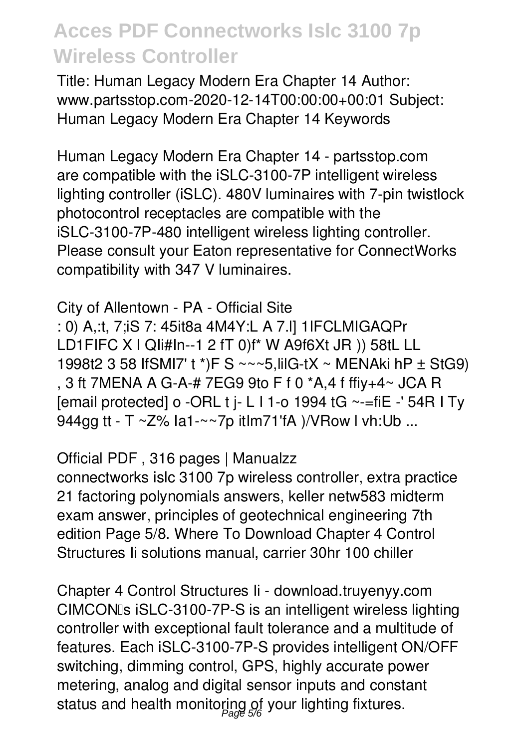Title: Human Legacy Modern Era Chapter 14 Author: www.partsstop.com-2020-12-14T00:00:00+00:01 Subject: Human Legacy Modern Era Chapter 14 Keywords

Human Legacy Modern Era Chapter 14 - partsstop.com
are compatible with the iSLC-3100-7P intelligent wireless lighting controller (iSLC). 480V luminaires with 7-pin twistlock photocontrol receptacles are compatible with the iSLC-3100-7P-480 intelligent wireless lighting controller. Please consult your Eaton representative for ConnectWorks compatibility with 347 V luminaires.

City of Allentown - PA - Official Site
: 0) A,:t, 7;iS 7: 45it8a 4M4Y:L A 7.l] 1IFCLMIGAQPr LD1FIFC X I QIi#In--1 2 fT 0)f* W A9f6Xt JR )) 58tL LL 1998t2 3 58 IfSMI7' t *)F S ~~~5,IiIG-tX ~ MENAki hP ± StG9) , 3 ft 7MENA A G-A-# 7EG9 9to F f 0 *A,4 f ffiy+4~ JCA R [email protected] o -ORL t j- L I 1-o 1994 tG ~-=fiE -' 54R I Ty 944gg tt - T ~Z% Ia1-~~7p itIm71'fA )/VRow I vh:Ub ...

Official PDF , 316 pages | Manualzz
connectworks islc 3100 7p wireless controller, extra practice 21 factoring polynomials answers, keller netw583 midterm exam answer, principles of geotechnical engineering 7th edition Page 5/8. Where To Download Chapter 4 Control Structures Ii solutions manual, carrier 30hr 100 chiller

Chapter 4 Control Structures Ii - download.truyenyy.com
CIMCON's iSLC-3100-7P-S is an intelligent wireless lighting controller with exceptional fault tolerance and a multitude of features. Each iSLC-3100-7P-S provides intelligent ON/OFF switching, dimming control, GPS, highly accurate power metering, analog and digital sensor inputs and constant status and health monitoring of your lighting fixtures.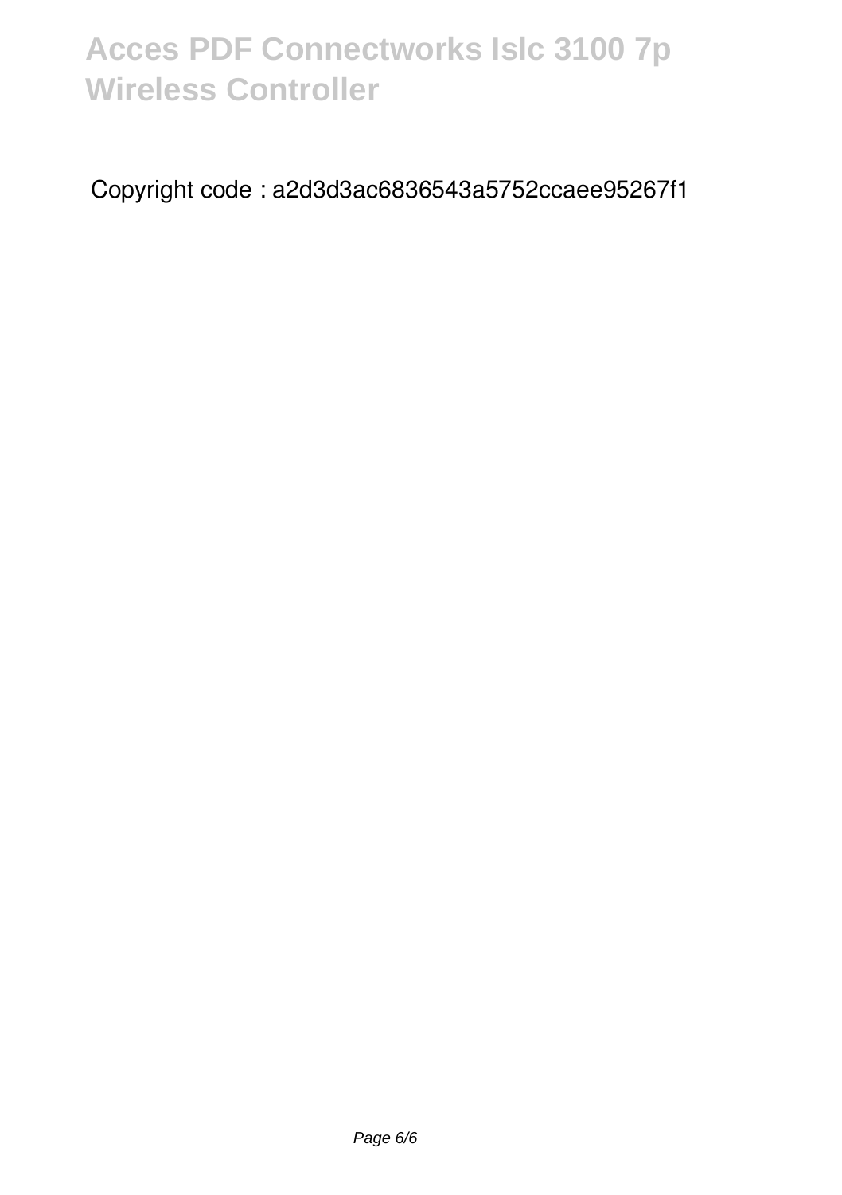Copyright code : a2d3d3ac6836543a5752ccaee95267f1